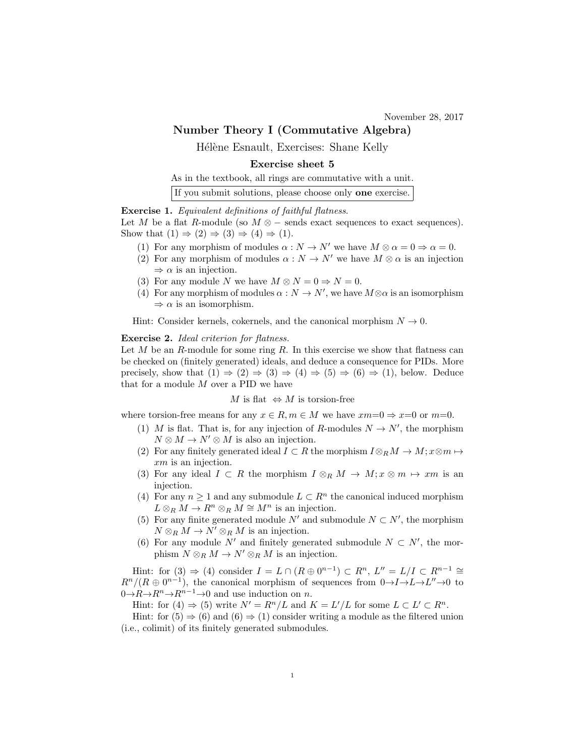November 28, 2017

# Number Theory I (Commutative Algebra)

Hélène Esnault, Exercises: Shane Kelly

## Exercise sheet 5

As in the textbook, all rings are commutative with a unit.

If you submit solutions, please choose only **one** exercise.

**Exercise 1.** *Equivalent definitions of faithful flatness.*
Let $M$ be a flat $R$-module (so $M \otimes -$ sends exact sequences to exact sequences). Show that (1) $\Rightarrow$ (2) $\Rightarrow$ (3) $\Rightarrow$ (4) $\Rightarrow$ (1).

(1) For any morphism of modules $\alpha : N \to N'$ we have $M \otimes \alpha = 0 \Rightarrow \alpha = 0$.
(2) For any morphism of modules $\alpha : N \to N'$ we have $M \otimes \alpha$ is an injection $\Rightarrow \alpha$ is an injection.
(3) For any module $N$ we have $M \otimes N = 0 \Rightarrow N = 0$.
(4) For any morphism of modules $\alpha : N \to N'$, we have $M \otimes \alpha$ is an isomorphism $\Rightarrow \alpha$ is an isomorphism.

Hint: Consider kernels, cokernels, and the canonical morphism $N \to 0$.

**Exercise 2.** *Ideal criterion for flatness.*
Let $M$ be an $R$-module for some ring $R$. In this exercise we show that flatness can be checked on (finitely generated) ideals, and deduce a consequence for PIDs. More precisely, show that (1) $\Rightarrow$ (2) $\Rightarrow$ (3) $\Rightarrow$ (4) $\Rightarrow$ (5) $\Rightarrow$ (6) $\Rightarrow$ (1), below. Deduce that for a module $M$ over a PID we have

$$M \text{ is flat } \Leftrightarrow M \text{ is torsion-free}$$

where torsion-free means for any $x \in R, m \in M$ we have $xm=0 \Rightarrow x=0$ or $m=0$.

(1) $M$ is flat. That is, for any injection of $R$-modules $N \to N'$, the morphism $N \otimes M \to N' \otimes M$ is also an injection.
(2) For any finitely generated ideal $I \subset R$ the morphism $I \otimes_R M \to M; x \otimes m \mapsto xm$ is an injection.
(3) For any ideal $I \subset R$ the morphism $I \otimes_R M \to M; x \otimes m \mapsto xm$ is an injection.
(4) For any $n \geq 1$ and any submodule $L \subset R^n$ the canonical induced morphism $L \otimes_R M \to R^n \otimes_R M \cong M^n$ is an injection.
(5) For any finite generated module $N'$ and submodule $N \subset N'$, the morphism $N \otimes_R M \to N' \otimes_R M$ is an injection.
(6) For any module $N'$ and finitely generated submodule $N \subset N'$, the morphism $N \otimes_R M \to N' \otimes_R M$ is an injection.

Hint: for (3) $\Rightarrow$ (4) consider $I = L \cap (R \oplus 0^{n-1}) \subset R^n$, $L'' = L/I \subset R^{n-1} \cong R^n/(R \oplus 0^{n-1})$, the canonical morphism of sequences from $0 \to I \to L \to L'' \to 0$ to $0 \to R \to R^n \to R^{n-1} \to 0$ and use induction on $n$.

Hint: for (4) $\Rightarrow$ (5) write $N' = R^n/L$ and $K = L'/L$ for some $L \subset L' \subset R^n$.

Hint: for (5) $\Rightarrow$ (6) and (6) $\Rightarrow$ (1) consider writing a module as the filtered union (i.e., colimit) of its finitely generated submodules.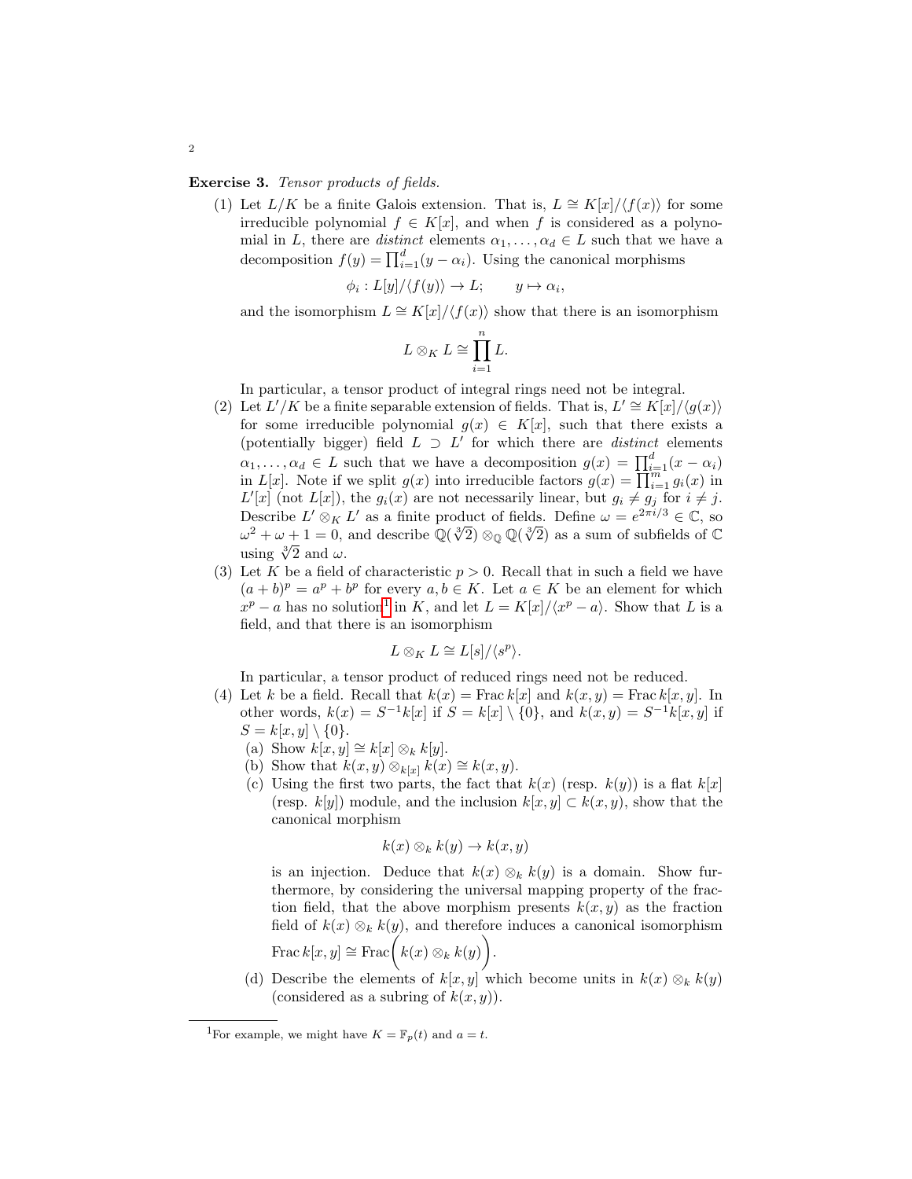**Exercise 3.** *Tensor products of fields.*

(1) Let $L/K$ be a finite Galois extension. That is, $L \cong K[x]/\langle f(x)\rangle$ for some irreducible polynomial $f \in K[x]$, and when $f$ is considered as a polynomial in $L$, there are *distinct* elements $\alpha_1, \dots, \alpha_d \in L$ such that we have a decomposition $f(y) = \prod_{i=1}^d (y - \alpha_i)$. Using the canonical morphisms

$$\phi_i : L[y]/\langle f(y)\rangle \to L; \qquad y \mapsto \alpha_i,$$

and the isomorphism $L \cong K[x]/\langle f(x)\rangle$ show that there is an isomorphism

$$L \otimes_K L \cong \prod_{i=1}^n L.$$

In particular, a tensor product of integral rings need not be integral.

(2) Let $L'/K$ be a finite separable extension of fields. That is, $L' \cong K[x]/\langle g(x)\rangle$ for some irreducible polynomial $g(x) \in K[x]$, such that there exists a (potentially bigger) field $L \supset L'$ for which there are *distinct* elements $\alpha_1, \dots, \alpha_d \in L$ such that we have a decomposition $g(x) = \prod_{i=1}^d (x - \alpha_i)$ in $L[x]$. Note if we split $g(x)$ into irreducible factors $g(x) = \prod_{i=1}^m g_i(x)$ in $L'[x]$ (not $L[x]$), the $g_i(x)$ are not necessarily linear, but $g_i \neq g_j$ for $i \neq j$. Describe $L' \otimes_K L'$ as a finite product of fields. Define $\omega = e^{2\pi i/3} \in \mathbb{C}$, so $\omega^2 + \omega + 1 = 0$, and describe $\mathbb{Q}(\sqrt[3]{2}) \otimes_{\mathbb{Q}} \mathbb{Q}(\sqrt[3]{2})$ as a sum of subfields of $\mathbb{C}$ using $\sqrt[3]{2}$ and $\omega$.

(3) Let $K$ be a field of characteristic $p > 0$. Recall that in such a field we have $(a+b)^p = a^p + b^p$ for every $a, b \in K$. Let $a \in K$ be an element for which $x^p - a$ has no solution[1] in $K$, and let $L = K[x]/\langle x^p - a\rangle$. Show that $L$ is a field, and that there is an isomorphism

$$L \otimes_K L \cong L[s]/\langle s^p\rangle.$$

In particular, a tensor product of reduced rings need not be reduced.

(4) Let $k$ be a field. Recall that $k(x) = \operatorname{Frac} k[x]$ and $k(x,y) = \operatorname{Frac} k[x,y]$. In other words, $k(x) = S^{-1}k[x]$ if $S = k[x] \setminus \{0\}$, and $k(x,y) = S^{-1}k[x,y]$ if $S = k[x,y] \setminus \{0\}$.

(a) Show $k[x,y] \cong k[x] \otimes_k k[y]$.

(b) Show that $k(x,y) \otimes_{k[x]} k(x) \cong k(x,y)$.

(c) Using the first two parts, the fact that $k(x)$ (resp. $k(y)$) is a flat $k[x]$ (resp. $k[y]$) module, and the inclusion $k[x,y] \subset k(x,y)$, show that the canonical morphism

$$k(x) \otimes_k k(y) \to k(x,y)$$

is an injection. Deduce that $k(x) \otimes_k k(y)$ is a domain. Show furthermore, by considering the universal mapping property of the fraction field, that the above morphism presents $k(x,y)$ as the fraction field of $k(x) \otimes_k k(y)$, and therefore induces a canonical isomorphism $\operatorname{Frac} k[x,y] \cong \operatorname{Frac}\Big(k(x) \otimes_k k(y)\Big)$.

(d) Describe the elements of $k[x,y]$ which become units in $k(x) \otimes_k k(y)$ (considered as a subring of $k(x,y)$).

---

[1] For example, we might have $K = \mathbb{F}_p(t)$ and $a = t$.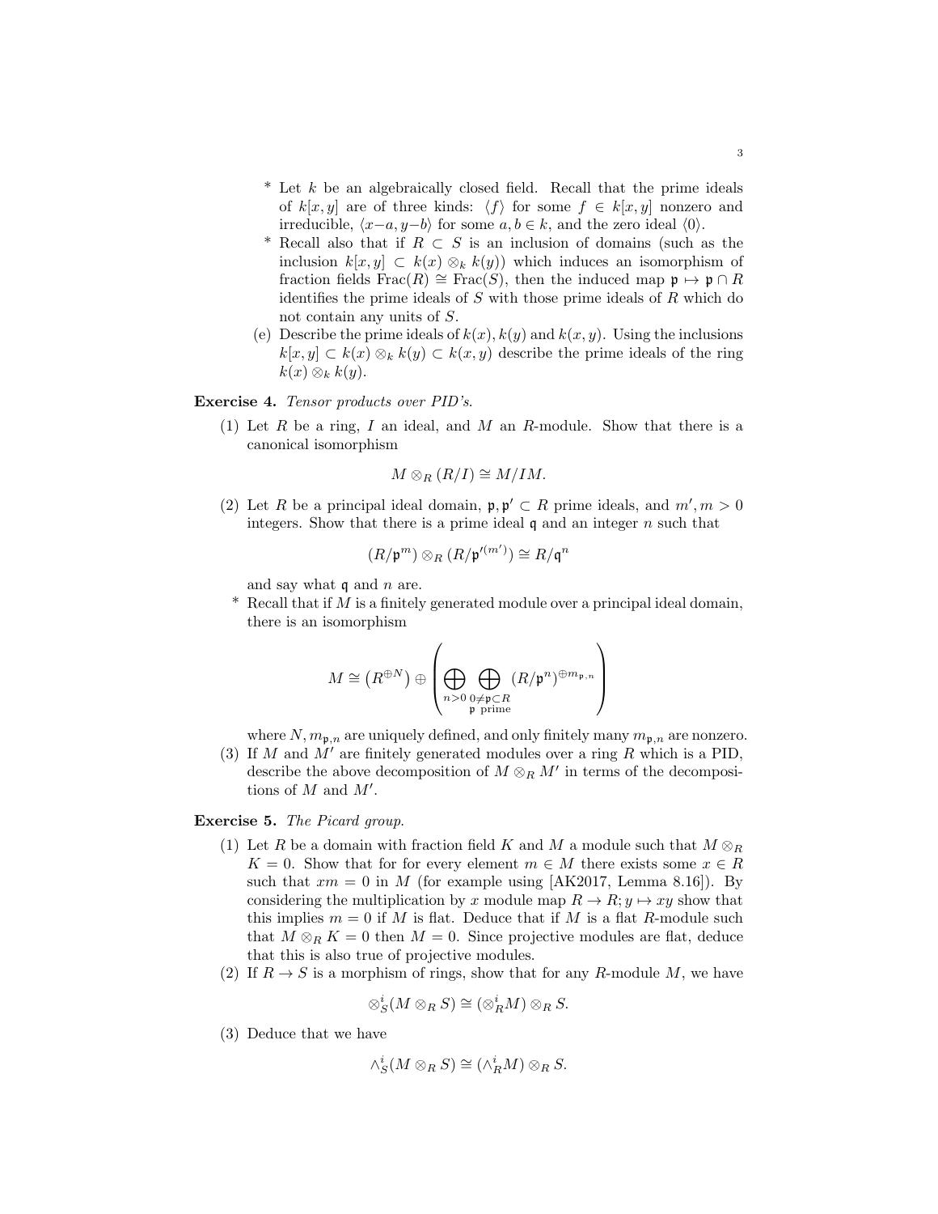* Let $k$ be an algebraically closed field. Recall that the prime ideals of $k[x, y]$ are of three kinds: $\langle f \rangle$ for some $f \in k[x, y]$ nonzero and irreducible, $\langle x-a, y-b \rangle$ for some $a, b \in k$, and the zero ideal $\langle 0 \rangle$.
* Recall also that if $R \subset S$ is an inclusion of domains (such as the inclusion $k[x, y] \subset k(x) \otimes_k k(y)$) which induces an isomorphism of fraction fields $\mathrm{Frac}(R) \cong \mathrm{Frac}(S)$, then the induced map $\mathfrak{p} \mapsto \mathfrak{p} \cap R$ identifies the prime ideals of $S$ with those prime ideals of $R$ which do not contain any units of $S$.

(e) Describe the prime ideals of $k(x), k(y)$ and $k(x, y)$. Using the inclusions $k[x, y] \subset k(x) \otimes_k k(y) \subset k(x, y)$ describe the prime ideals of the ring $k(x) \otimes_k k(y)$.

**Exercise 4.** *Tensor products over PID's.*

(1) Let $R$ be a ring, $I$ an ideal, and $M$ an $R$-module. Show that there is a canonical isomorphism
$$M \otimes_R (R/I) \cong M/IM.$$

(2) Let $R$ be a principal ideal domain, $\mathfrak{p}, \mathfrak{p}' \subset R$ prime ideals, and $m', m > 0$ integers. Show that there is a prime ideal $\mathfrak{q}$ and an integer $n$ such that
$$(R/\mathfrak{p}^m) \otimes_R (R/\mathfrak{p}'^{(m')}) \cong R/\mathfrak{q}^n$$
and say what $\mathfrak{q}$ and $n$ are.

* Recall that if $M$ is a finitely generated module over a principal ideal domain, there is an isomorphism
$$M \cong \left(R^{\oplus N}\right) \oplus \left( \bigoplus_{n>0} \bigoplus_{\substack{0 \neq \mathfrak{p} \subset R \\ \mathfrak{p} \text{ prime}}} (R/\mathfrak{p}^n)^{\oplus m_{\mathfrak{p},n}} \right)$$
where $N, m_{\mathfrak{p},n}$ are uniquely defined, and only finitely many $m_{\mathfrak{p},n}$ are nonzero.

(3) If $M$ and $M'$ are finitely generated modules over a ring $R$ which is a PID, describe the above decomposition of $M \otimes_R M'$ in terms of the decompositions of $M$ and $M'$.

**Exercise 5.** *The Picard group.*

(1) Let $R$ be a domain with fraction field $K$ and $M$ a module such that $M \otimes_R K = 0$. Show that for for every element $m \in M$ there exists some $x \in R$ such that $xm = 0$ in $M$ (for example using [AK2017, Lemma 8.16]). By considering the multiplication by $x$ module map $R \to R; y \mapsto xy$ show that this implies $m = 0$ if $M$ is flat. Deduce that if $M$ is a flat $R$-module such that $M \otimes_R K = 0$ then $M = 0$. Since projective modules are flat, deduce that this is also true of projective modules.

(2) If $R \to S$ is a morphism of rings, show that for any $R$-module $M$, we have
$$\otimes_S^i (M \otimes_R S) \cong (\otimes_R^i M) \otimes_R S.$$

(3) Deduce that we have
$$\wedge_S^i (M \otimes_R S) \cong (\wedge_R^i M) \otimes_R S.$$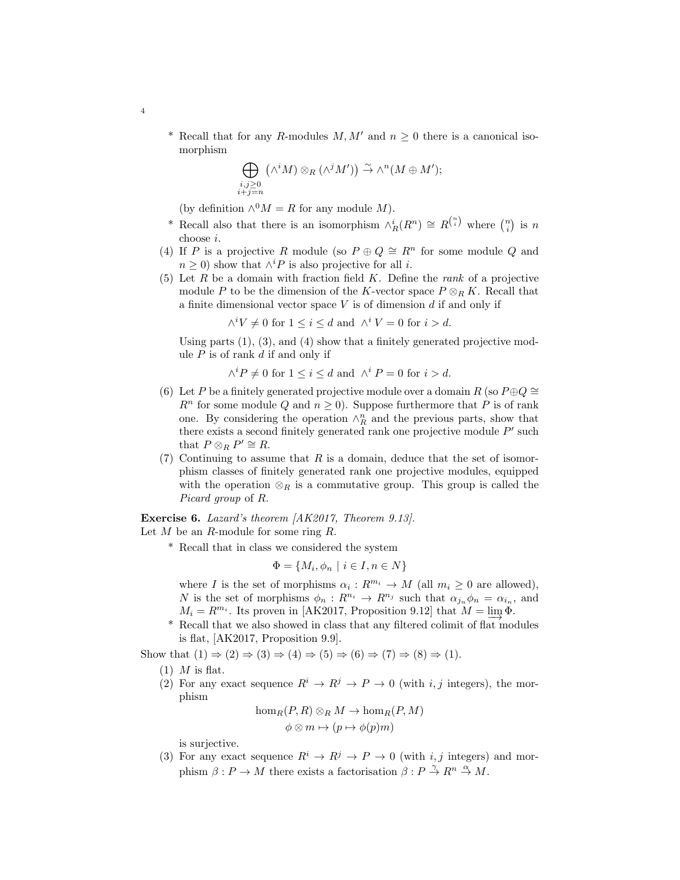* Recall that for any $R$-modules $M, M'$ and $n \geq 0$ there is a canonical isomorphism

$$\bigoplus_{\substack{i,j \geq 0 \\ i+j=n}} \left(\wedge^i M\right) \otimes_R \left(\wedge^j M'\right) \xrightarrow{\sim} \wedge^n (M \oplus M');$$

(by definition $\wedge^0 M = R$ for any module $M$).

* Recall also that there is an isomorphism $\wedge^i_R(R^n) \cong R^{\binom{n}{i}}$ where $\binom{n}{i}$ is $n$ choose $i$.

(4) If $P$ is a projective $R$ module (so $P \oplus Q \cong R^n$ for some module $Q$ and $n \geq 0$) show that $\wedge^i P$ is also projective for all $i$.

(5) Let $R$ be a domain with fraction field $K$. Define the *rank* of a projective module $P$ to be the dimension of the $K$-vector space $P \otimes_R K$. Recall that a finite dimensional vector space $V$ is of dimension $d$ if and only if

$$\wedge^i V \neq 0 \text{ for } 1 \leq i \leq d \text{ and } \wedge^i V = 0 \text{ for } i > d.$$

Using parts (1), (3), and (4) show that a finitely generated projective module $P$ is of rank $d$ if and only if

$$\wedge^i P \neq 0 \text{ for } 1 \leq i \leq d \text{ and } \wedge^i P = 0 \text{ for } i > d.$$

(6) Let $P$ be a finitely generated projective module over a domain $R$ (so $P \oplus Q \cong R^n$ for some module $Q$ and $n \geq 0$). Suppose furthermore that $P$ is of rank one. By considering the operation $\wedge^n_R$ and the previous parts, show that there exists a second finitely generated rank one projective module $P'$ such that $P \otimes_R P' \cong R$.

(7) Continuing to assume that $R$ is a domain, deduce that the set of isomorphism classes of finitely generated rank one projective modules, equipped with the operation $\otimes_R$ is a commutative group. This group is called the *Picard group* of $R$.

**Exercise 6.** *Lazard's theorem [AK2017, Theorem 9.13].*
Let $M$ be an $R$-module for some ring $R$.

* Recall that in class we considered the system

$$\Phi = \{M_i, \phi_n \mid i \in I, n \in N\}$$

where $I$ is the set of morphisms $\alpha_i : R^{m_i} \to M$ (all $m_i \geq 0$ are allowed), $N$ is the set of morphisms $\phi_n : R^{n_i} \to R^{n_j}$ such that $\alpha_{j_n} \phi_n = \alpha_{i_n}$, and $M_i = R^{m_i}$. Its proven in [AK2017, Proposition 9.12] that $M = \varinjlim \Phi$.

* Recall that we also showed in class that any filtered colimit of flat modules is flat, [AK2017, Proposition 9.9].

Show that (1) ⇒ (2) ⇒ (3) ⇒ (4) ⇒ (5) ⇒ (6) ⇒ (7) ⇒ (8) ⇒ (1).

(1) $M$ is flat.

(2) For any exact sequence $R^i \to R^j \to P \to 0$ (with $i, j$ integers), the morphism

$$\hom_R(P, R) \otimes_R M \to \hom_R(P, M)$$
$$\phi \otimes m \mapsto (p \mapsto \phi(p)m)$$

is surjective.

(3) For any exact sequence $R^i \to R^j \to P \to 0$ (with $i, j$ integers) and morphism $\beta : P \to M$ there exists a factorisation $\beta : P \xrightarrow{\gamma} R^n \xrightarrow{\alpha} M$.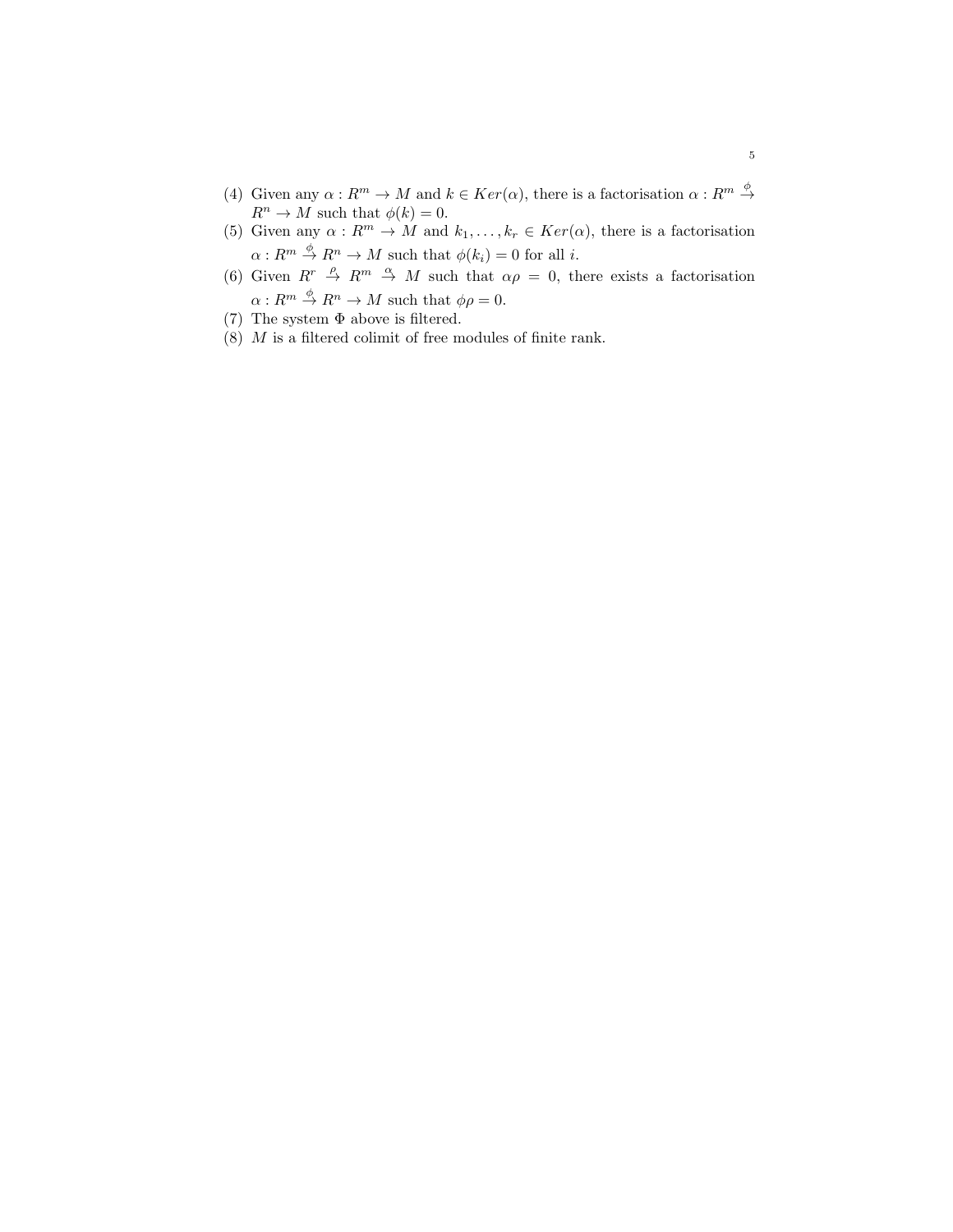(4) Given any $\alpha : R^m \to M$ and $k \in Ker(\alpha)$, there is a factorisation $\alpha : R^m \xrightarrow{\phi} R^n \to M$ such that $\phi(k) = 0$.

(5) Given any $\alpha : R^m \to M$ and $k_1, \ldots, k_r \in Ker(\alpha)$, there is a factorisation $\alpha : R^m \xrightarrow{\phi} R^n \to M$ such that $\phi(k_i) = 0$ for all $i$.

(6) Given $R^r \xrightarrow{\rho} R^m \xrightarrow{\alpha} M$ such that $\alpha\rho = 0$, there exists a factorisation $\alpha : R^m \xrightarrow{\phi} R^n \to M$ such that $\phi\rho = 0$.

(7) The system $\Phi$ above is filtered.

(8) $M$ is a filtered colimit of free modules of finite rank.